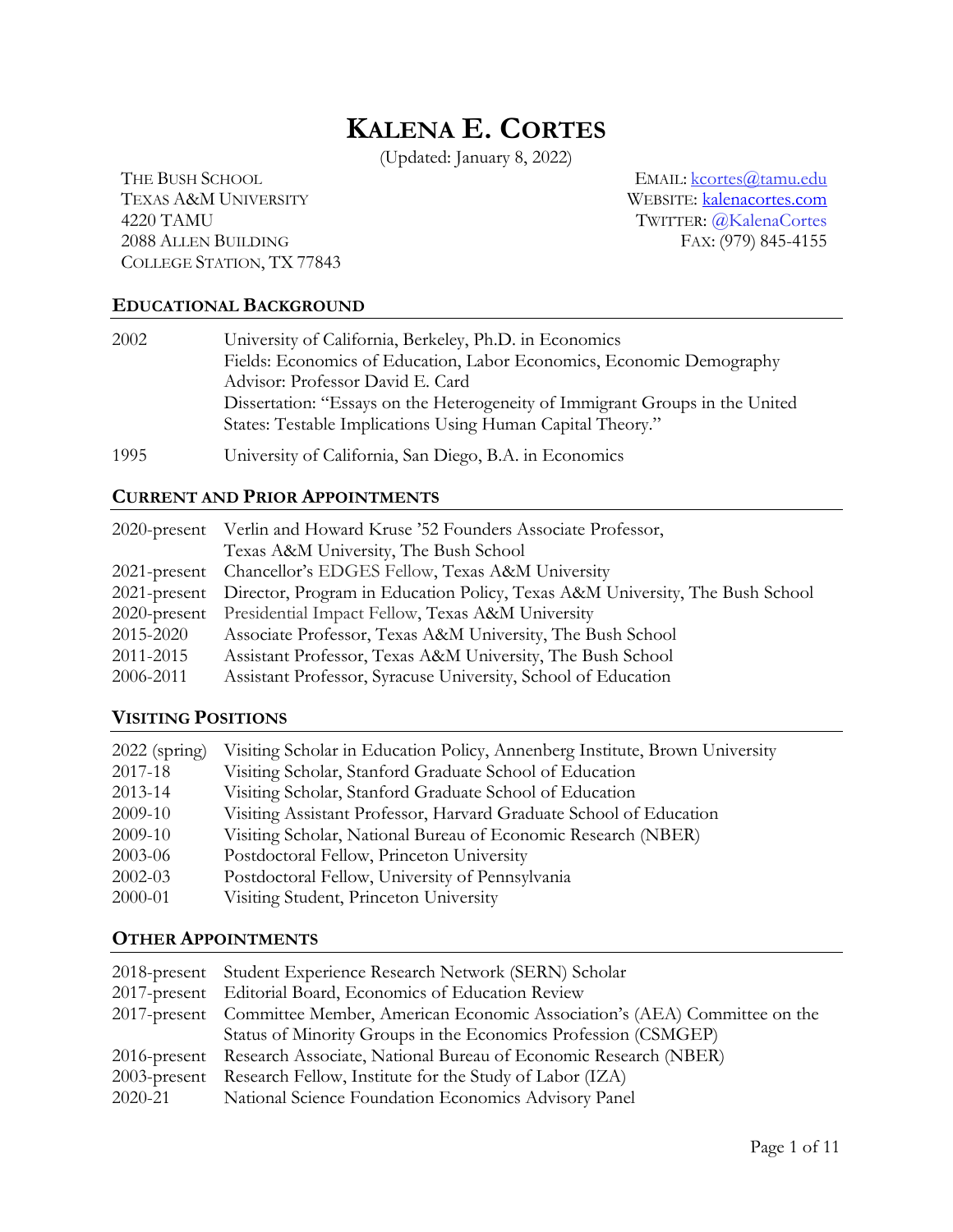# KALENA E. CORTES

(Updated: January 8, 2022)

THE BUSH SCHOOL
TEXAS A&M UNIVERSITY
4220 TAMU
2088 ALLEN BUILDING
COLLEGE STATION, TX 77843

EMAIL: kcortes@tamu.edu
WEBSITE: kalenacortes.com
TWITTER: @KalenaCortes
FAX: (979) 845-4155

## EDUCATIONAL BACKGROUND

| | |
|---|---|
| 2002 | University of California, Berkeley, Ph.D. in Economics<br>Fields: Economics of Education, Labor Economics, Economic Demography<br>Advisor: Professor David E. Card<br>Dissertation: "Essays on the Heterogeneity of Immigrant Groups in the United States: Testable Implications Using Human Capital Theory." |
| 1995 | University of California, San Diego, B.A. in Economics |

## CURRENT AND PRIOR APPOINTMENTS

| | |
|---|---|
| 2020-present | Verlin and Howard Kruse '52 Founders Associate Professor, Texas A&M University, The Bush School |
| 2021-present | Chancellor's EDGES Fellow, Texas A&M University |
| 2021-present | Director, Program in Education Policy, Texas A&M University, The Bush School |
| 2020-present | Presidential Impact Fellow, Texas A&M University |
| 2015-2020 | Associate Professor, Texas A&M University, The Bush School |
| 2011-2015 | Assistant Professor, Texas A&M University, The Bush School |
| 2006-2011 | Assistant Professor, Syracuse University, School of Education |

## VISITING POSITIONS

| | |
|---|---|
| 2022 (spring) | Visiting Scholar in Education Policy, Annenberg Institute, Brown University |
| 2017-18 | Visiting Scholar, Stanford Graduate School of Education |
| 2013-14 | Visiting Scholar, Stanford Graduate School of Education |
| 2009-10 | Visiting Assistant Professor, Harvard Graduate School of Education |
| 2009-10 | Visiting Scholar, National Bureau of Economic Research (NBER) |
| 2003-06 | Postdoctoral Fellow, Princeton University |
| 2002-03 | Postdoctoral Fellow, University of Pennsylvania |
| 2000-01 | Visiting Student, Princeton University |

## OTHER APPOINTMENTS

| | |
|---|---|
| 2018-present | Student Experience Research Network (SERN) Scholar |
| 2017-present | Editorial Board, Economics of Education Review |
| 2017-present | Committee Member, American Economic Association's (AEA) Committee on the Status of Minority Groups in the Economics Profession (CSMGEP) |
| 2016-present | Research Associate, National Bureau of Economic Research (NBER) |
| 2003-present | Research Fellow, Institute for the Study of Labor (IZA) |
| 2020-21 | National Science Foundation Economics Advisory Panel |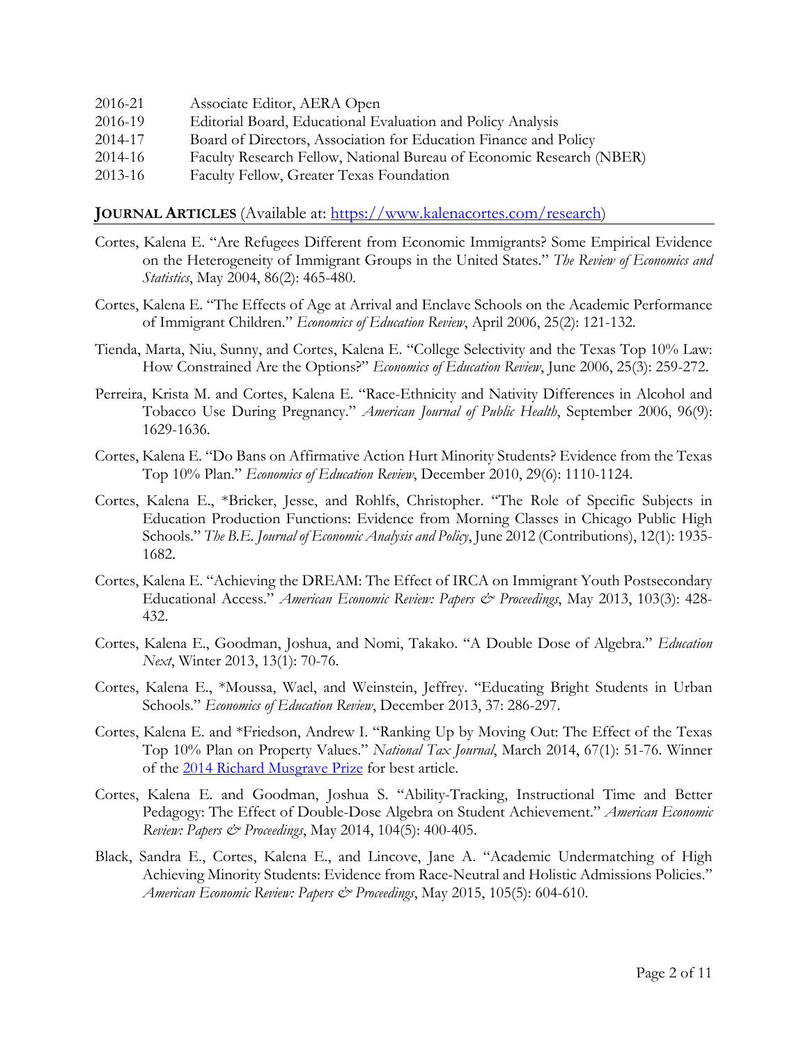2016-21 Associate Editor, AERA Open
2016-19 Editorial Board, Educational Evaluation and Policy Analysis
2014-17 Board of Directors, Association for Education Finance and Policy
2014-16 Faculty Research Fellow, National Bureau of Economic Research (NBER)
2013-16 Faculty Fellow, Greater Texas Foundation

## JOURNAL ARTICLES (Available at: https://www.kalenacortes.com/research)

Cortes, Kalena E. "Are Refugees Different from Economic Immigrants? Some Empirical Evidence on the Heterogeneity of Immigrant Groups in the United States." *The Review of Economics and Statistics*, May 2004, 86(2): 465-480.

Cortes, Kalena E. "The Effects of Age at Arrival and Enclave Schools on the Academic Performance of Immigrant Children." *Economics of Education Review*, April 2006, 25(2): 121-132.

Tienda, Marta, Niu, Sunny, and Cortes, Kalena E. "College Selectivity and the Texas Top 10% Law: How Constrained Are the Options?" *Economics of Education Review*, June 2006, 25(3): 259-272.

Perreira, Krista M. and Cortes, Kalena E. "Race-Ethnicity and Nativity Differences in Alcohol and Tobacco Use During Pregnancy." *American Journal of Public Health*, September 2006, 96(9): 1629-1636.

Cortes, Kalena E. "Do Bans on Affirmative Action Hurt Minority Students? Evidence from the Texas Top 10% Plan." *Economics of Education Review*, December 2010, 29(6): 1110-1124.

Cortes, Kalena E., *Bricker, Jesse, and Rohlfs, Christopher. "The Role of Specific Subjects in Education Production Functions: Evidence from Morning Classes in Chicago Public High Schools." *The B.E. Journal of Economic Analysis and Policy*, June 2012 (Contributions), 12(1): 1935-1682.

Cortes, Kalena E. "Achieving the DREAM: The Effect of IRCA on Immigrant Youth Postsecondary Educational Access." *American Economic Review: Papers & Proceedings*, May 2013, 103(3): 428-432.

Cortes, Kalena E., Goodman, Joshua, and Nomi, Takako. "A Double Dose of Algebra." *Education Next*, Winter 2013, 13(1): 70-76.

Cortes, Kalena E., *Moussa, Wael, and Weinstein, Jeffrey. "Educating Bright Students in Urban Schools." *Economics of Education Review*, December 2013, 37: 286-297.

Cortes, Kalena E. and *Friedson, Andrew I. "Ranking Up by Moving Out: The Effect of the Texas Top 10% Plan on Property Values." *National Tax Journal*, March 2014, 67(1): 51-76. Winner of the 2014 Richard Musgrave Prize for best article.

Cortes, Kalena E. and Goodman, Joshua S. "Ability-Tracking, Instructional Time and Better Pedagogy: The Effect of Double-Dose Algebra on Student Achievement." *American Economic Review: Papers & Proceedings*, May 2014, 104(5): 400-405.

Black, Sandra E., Cortes, Kalena E., and Lincove, Jane A. "Academic Undermatching of High Achieving Minority Students: Evidence from Race-Neutral and Holistic Admissions Policies." *American Economic Review: Papers & Proceedings*, May 2015, 105(5): 604-610.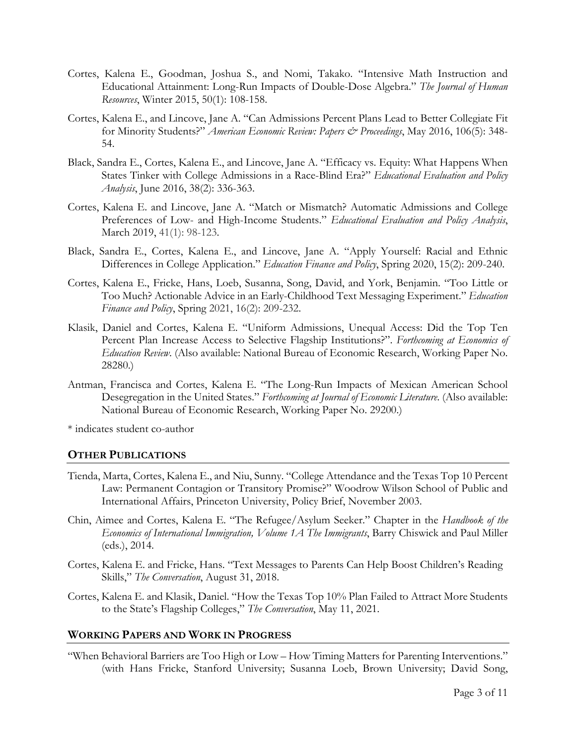Cortes, Kalena E., Goodman, Joshua S., and Nomi, Takako. "Intensive Math Instruction and Educational Attainment: Long-Run Impacts of Double-Dose Algebra." *The Journal of Human Resources*, Winter 2015, 50(1): 108-158.

Cortes, Kalena E., and Lincove, Jane A. "Can Admissions Percent Plans Lead to Better Collegiate Fit for Minority Students?" *American Economic Review: Papers & Proceedings*, May 2016, 106(5): 348-54.

Black, Sandra E., Cortes, Kalena E., and Lincove, Jane A. "Efficacy vs. Equity: What Happens When States Tinker with College Admissions in a Race-Blind Era?" *Educational Evaluation and Policy Analysis*, June 2016, 38(2): 336-363.

Cortes, Kalena E. and Lincove, Jane A. "Match or Mismatch? Automatic Admissions and College Preferences of Low- and High-Income Students." *Educational Evaluation and Policy Analysis*, March 2019, 41(1): 98-123.

Black, Sandra E., Cortes, Kalena E., and Lincove, Jane A. "Apply Yourself: Racial and Ethnic Differences in College Application." *Education Finance and Policy*, Spring 2020, 15(2): 209-240.

Cortes, Kalena E., Fricke, Hans, Loeb, Susanna, Song, David, and York, Benjamin. "Too Little or Too Much? Actionable Advice in an Early-Childhood Text Messaging Experiment." *Education Finance and Policy*, Spring 2021, 16(2): 209-232.

Klasik, Daniel and Cortes, Kalena E. "Uniform Admissions, Unequal Access: Did the Top Ten Percent Plan Increase Access to Selective Flagship Institutions?". *Forthcoming at Economics of Education Review*. (Also available: National Bureau of Economic Research, Working Paper No. 28280.)

Antman, Francisca and Cortes, Kalena E. "The Long-Run Impacts of Mexican American School Desegregation in the United States." *Forthcoming at Journal of Economic Literature*. (Also available: National Bureau of Economic Research, Working Paper No. 29200.)

* indicates student co-author

## OTHER PUBLICATIONS

Tienda, Marta, Cortes, Kalena E., and Niu, Sunny. "College Attendance and the Texas Top 10 Percent Law: Permanent Contagion or Transitory Promise?" Woodrow Wilson School of Public and International Affairs, Princeton University, Policy Brief, November 2003.

Chin, Aimee and Cortes, Kalena E. "The Refugee/Asylum Seeker." Chapter in the *Handbook of the Economics of International Immigration, Volume 1A The Immigrants*, Barry Chiswick and Paul Miller (eds.), 2014.

Cortes, Kalena E. and Fricke, Hans. "Text Messages to Parents Can Help Boost Children's Reading Skills," *The Conversation*, August 31, 2018.

Cortes, Kalena E. and Klasik, Daniel. "How the Texas Top 10% Plan Failed to Attract More Students to the State's Flagship Colleges," *The Conversation*, May 11, 2021.

## WORKING PAPERS AND WORK IN PROGRESS

"When Behavioral Barriers are Too High or Low – How Timing Matters for Parenting Interventions." (with Hans Fricke, Stanford University; Susanna Loeb, Brown University; David Song,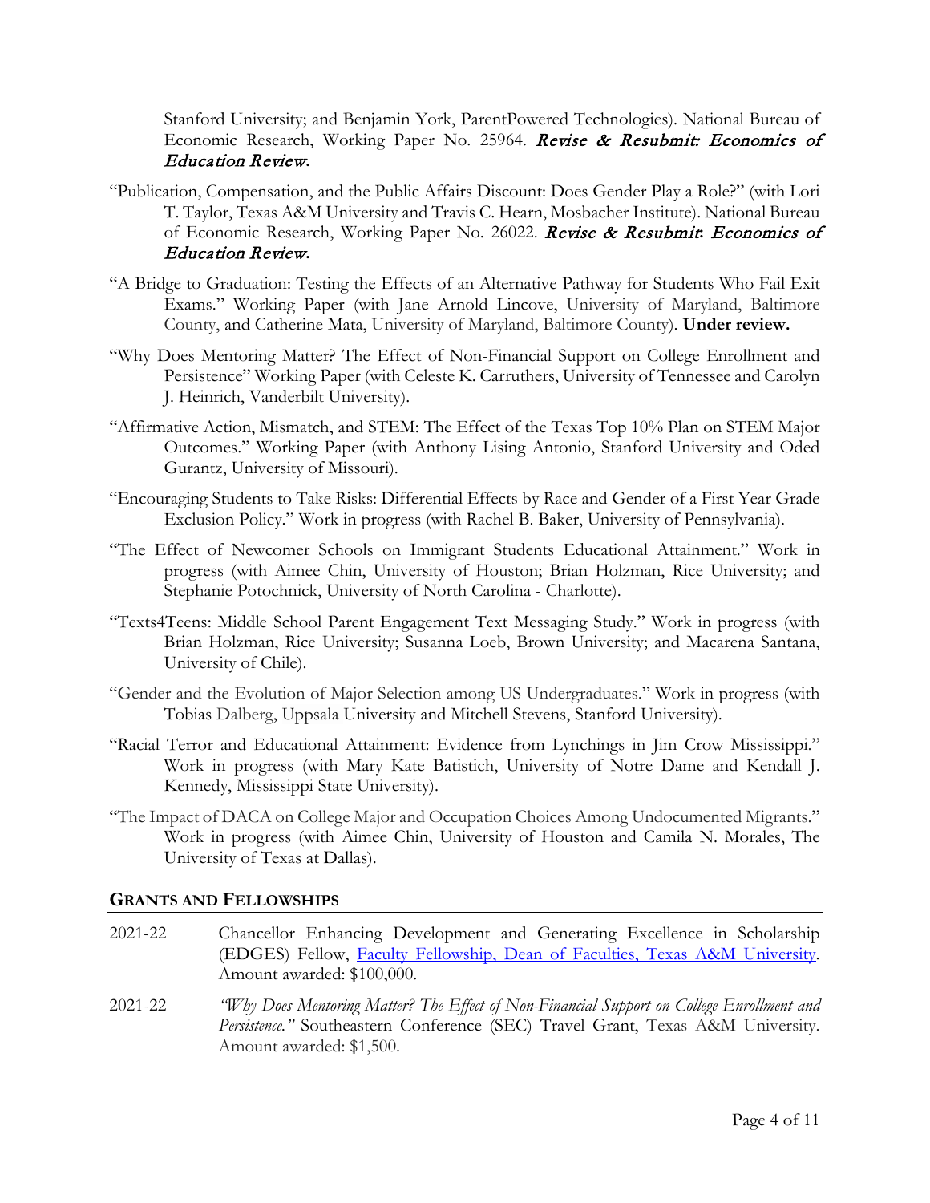Stanford University; and Benjamin York, ParentPowered Technologies). National Bureau of Economic Research, Working Paper No. 25964. ***Revise & Resubmit: Economics of Education Review.***

"Publication, Compensation, and the Public Affairs Discount: Does Gender Play a Role?" (with Lori T. Taylor, Texas A&M University and Travis C. Hearn, Mosbacher Institute). National Bureau of Economic Research, Working Paper No. 26022. ***Revise & Resubmit*: *Economics of Education Review.***

"A Bridge to Graduation: Testing the Effects of an Alternative Pathway for Students Who Fail Exit Exams." Working Paper (with Jane Arnold Lincove, University of Maryland, Baltimore County, and Catherine Mata, University of Maryland, Baltimore County). **Under review.**

"Why Does Mentoring Matter? The Effect of Non-Financial Support on College Enrollment and Persistence" Working Paper (with Celeste K. Carruthers, University of Tennessee and Carolyn J. Heinrich, Vanderbilt University).

"Affirmative Action, Mismatch, and STEM: The Effect of the Texas Top 10% Plan on STEM Major Outcomes." Working Paper (with Anthony Lising Antonio, Stanford University and Oded Gurantz, University of Missouri).

"Encouraging Students to Take Risks: Differential Effects by Race and Gender of a First Year Grade Exclusion Policy." Work in progress (with Rachel B. Baker, University of Pennsylvania).

"The Effect of Newcomer Schools on Immigrant Students Educational Attainment." Work in progress (with Aimee Chin, University of Houston; Brian Holzman, Rice University; and Stephanie Potochnick, University of North Carolina - Charlotte).

"Texts4Teens: Middle School Parent Engagement Text Messaging Study." Work in progress (with Brian Holzman, Rice University; Susanna Loeb, Brown University; and Macarena Santana, University of Chile).

"Gender and the Evolution of Major Selection among US Undergraduates." Work in progress (with Tobias Dalberg, Uppsala University and Mitchell Stevens, Stanford University).

"Racial Terror and Educational Attainment: Evidence from Lynchings in Jim Crow Mississippi." Work in progress (with Mary Kate Batistich, University of Notre Dame and Kendall J. Kennedy, Mississippi State University).

"The Impact of DACA on College Major and Occupation Choices Among Undocumented Migrants." Work in progress (with Aimee Chin, University of Houston and Camila N. Morales, The University of Texas at Dallas).

## GRANTS AND FELLOWSHIPS

2021-22 Chancellor Enhancing Development and Generating Excellence in Scholarship (EDGES) Fellow, [Faculty Fellowship, Dean of Faculties, Texas A&M University](). Amount awarded: $100,000.

2021-22 *"Why Does Mentoring Matter? The Effect of Non-Financial Support on College Enrollment and Persistence."* Southeastern Conference (SEC) Travel Grant, Texas A&M University. Amount awarded: $1,500.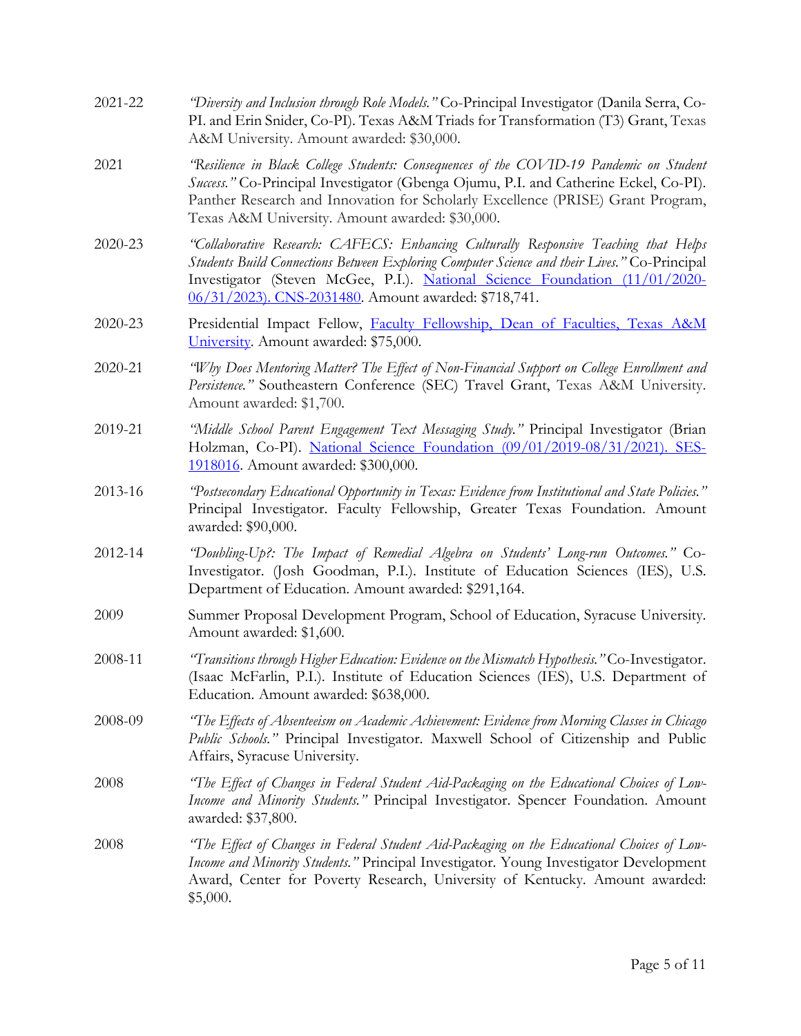2021-22 *"Diversity and Inclusion through Role Models."* Co-Principal Investigator (Danila Serra, Co-PI. and Erin Snider, Co-PI). Texas A&M Triads for Transformation (T3) Grant, Texas A&M University. Amount awarded: $30,000.

2021 *"Resilience in Black College Students: Consequences of the COVID-19 Pandemic on Student Success."* Co-Principal Investigator (Gbenga Ojumu, P.I. and Catherine Eckel, Co-PI). Panther Research and Innovation for Scholarly Excellence (PRISE) Grant Program, Texas A&M University. Amount awarded: $30,000.

2020-23 *"Collaborative Research: CAFECS: Enhancing Culturally Responsive Teaching that Helps Students Build Connections Between Exploring Computer Science and their Lives."* Co-Principal Investigator (Steven McGee, P.I.). National Science Foundation (11/01/2020-06/31/2023). CNS-2031480. Amount awarded: $718,741.

2020-23 Presidential Impact Fellow, Faculty Fellowship, Dean of Faculties, Texas A&M University. Amount awarded: $75,000.

2020-21 *"Why Does Mentoring Matter? The Effect of Non-Financial Support on College Enrollment and Persistence."* Southeastern Conference (SEC) Travel Grant, Texas A&M University. Amount awarded: $1,700.

2019-21 *"Middle School Parent Engagement Text Messaging Study."* Principal Investigator (Brian Holzman, Co-PI). National Science Foundation (09/01/2019-08/31/2021). SES-1918016. Amount awarded: $300,000.

2013-16 *"Postsecondary Educational Opportunity in Texas: Evidence from Institutional and State Policies."* Principal Investigator. Faculty Fellowship, Greater Texas Foundation. Amount awarded: $90,000.

2012-14 *"Doubling-Up?: The Impact of Remedial Algebra on Students' Long-run Outcomes."* Co-Investigator. (Josh Goodman, P.I.). Institute of Education Sciences (IES), U.S. Department of Education. Amount awarded: $291,164.

2009 Summer Proposal Development Program, School of Education, Syracuse University. Amount awarded: $1,600.

2008-11 *"Transitions through Higher Education: Evidence on the Mismatch Hypothesis."* Co-Investigator. (Isaac McFarlin, P.I.). Institute of Education Sciences (IES), U.S. Department of Education. Amount awarded: $638,000.

2008-09 *"The Effects of Absenteeism on Academic Achievement: Evidence from Morning Classes in Chicago Public Schools."* Principal Investigator. Maxwell School of Citizenship and Public Affairs, Syracuse University.

2008 *"The Effect of Changes in Federal Student Aid-Packaging on the Educational Choices of Low-Income and Minority Students."* Principal Investigator. Spencer Foundation. Amount awarded: $37,800.

2008 *"The Effect of Changes in Federal Student Aid-Packaging on the Educational Choices of Low-Income and Minority Students."* Principal Investigator. Young Investigator Development Award, Center for Poverty Research, University of Kentucky. Amount awarded: $5,000.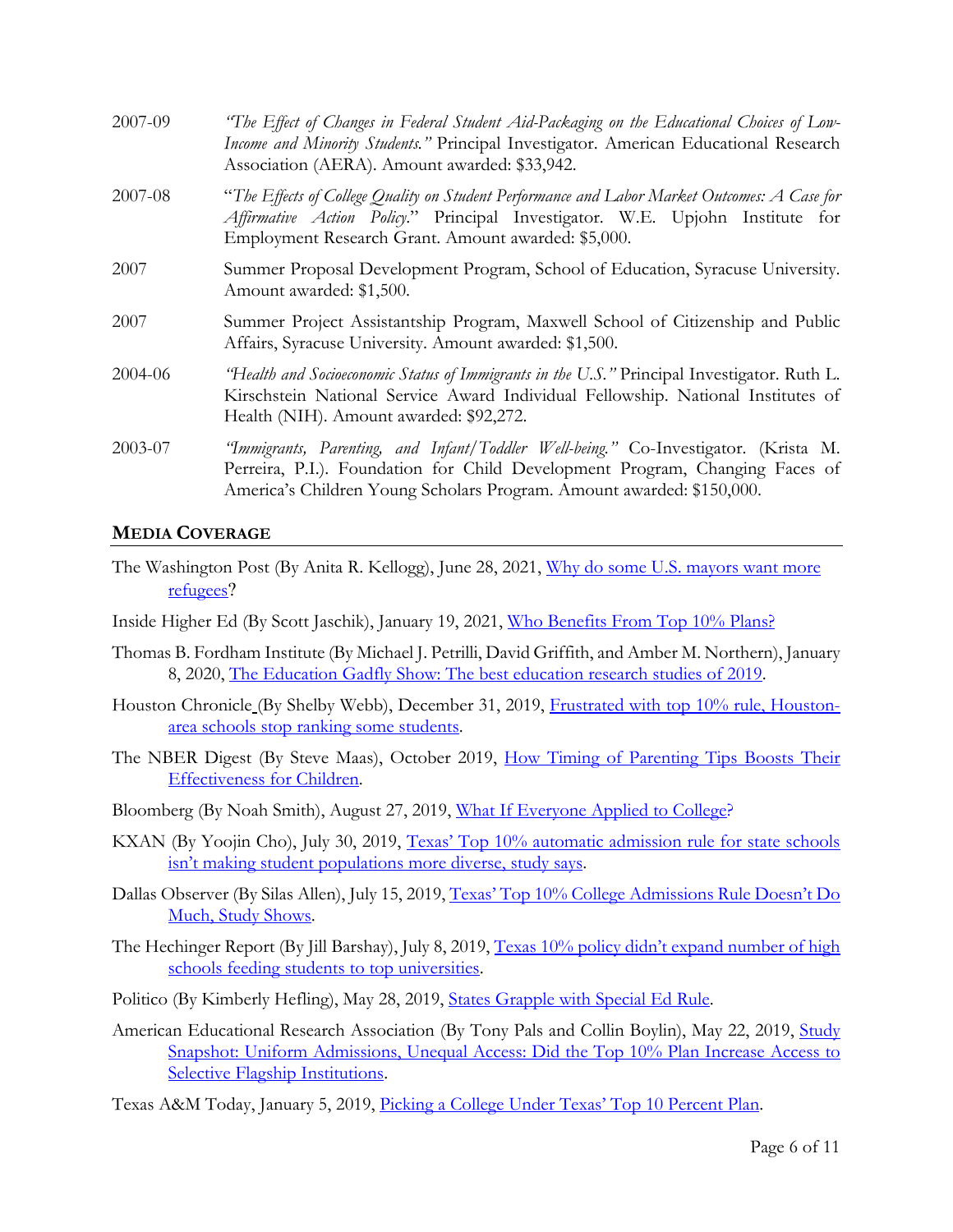2007-09 *"The Effect of Changes in Federal Student Aid-Packaging on the Educational Choices of Low-Income and Minority Students."* Principal Investigator. American Educational Research Association (AERA). Amount awarded: $33,942.

2007-08 "*The Effects of College Quality on Student Performance and Labor Market Outcomes: A Case for Affirmative Action Policy*." Principal Investigator. W.E. Upjohn Institute for Employment Research Grant. Amount awarded: $5,000.

2007 Summer Proposal Development Program, School of Education, Syracuse University. Amount awarded: $1,500.

2007 Summer Project Assistantship Program, Maxwell School of Citizenship and Public Affairs, Syracuse University. Amount awarded: $1,500.

2004-06 *"Health and Socioeconomic Status of Immigrants in the U.S."* Principal Investigator. Ruth L. Kirschstein National Service Award Individual Fellowship. National Institutes of Health (NIH). Amount awarded: $92,272.

2003-07 *"Immigrants, Parenting, and Infant/Toddler Well-being."* Co-Investigator. (Krista M. Perreira, P.I.). Foundation for Child Development Program, Changing Faces of America's Children Young Scholars Program. Amount awarded: $150,000.

## MEDIA COVERAGE

The Washington Post (By Anita R. Kellogg), June 28, 2021, Why do some U.S. mayors want more refugees?

Inside Higher Ed (By Scott Jaschik), January 19, 2021, Who Benefits From Top 10% Plans?

Thomas B. Fordham Institute (By Michael J. Petrilli, David Griffith, and Amber M. Northern), January 8, 2020, The Education Gadfly Show: The best education research studies of 2019.

Houston Chronicle (By Shelby Webb), December 31, 2019, Frustrated with top 10% rule, Houston-area schools stop ranking some students.

The NBER Digest (By Steve Maas), October 2019, How Timing of Parenting Tips Boosts Their Effectiveness for Children.

Bloomberg (By Noah Smith), August 27, 2019, What If Everyone Applied to College?

KXAN (By Yoojin Cho), July 30, 2019, Texas' Top 10% automatic admission rule for state schools isn't making student populations more diverse, study says.

Dallas Observer (By Silas Allen), July 15, 2019, Texas' Top 10% College Admissions Rule Doesn't Do Much, Study Shows.

The Hechinger Report (By Jill Barshay), July 8, 2019, Texas 10% policy didn't expand number of high schools feeding students to top universities.

Politico (By Kimberly Hefling), May 28, 2019, States Grapple with Special Ed Rule.

American Educational Research Association (By Tony Pals and Collin Boylin), May 22, 2019, Study Snapshot: Uniform Admissions, Unequal Access: Did the Top 10% Plan Increase Access to Selective Flagship Institutions.

Texas A&M Today, January 5, 2019, Picking a College Under Texas' Top 10 Percent Plan.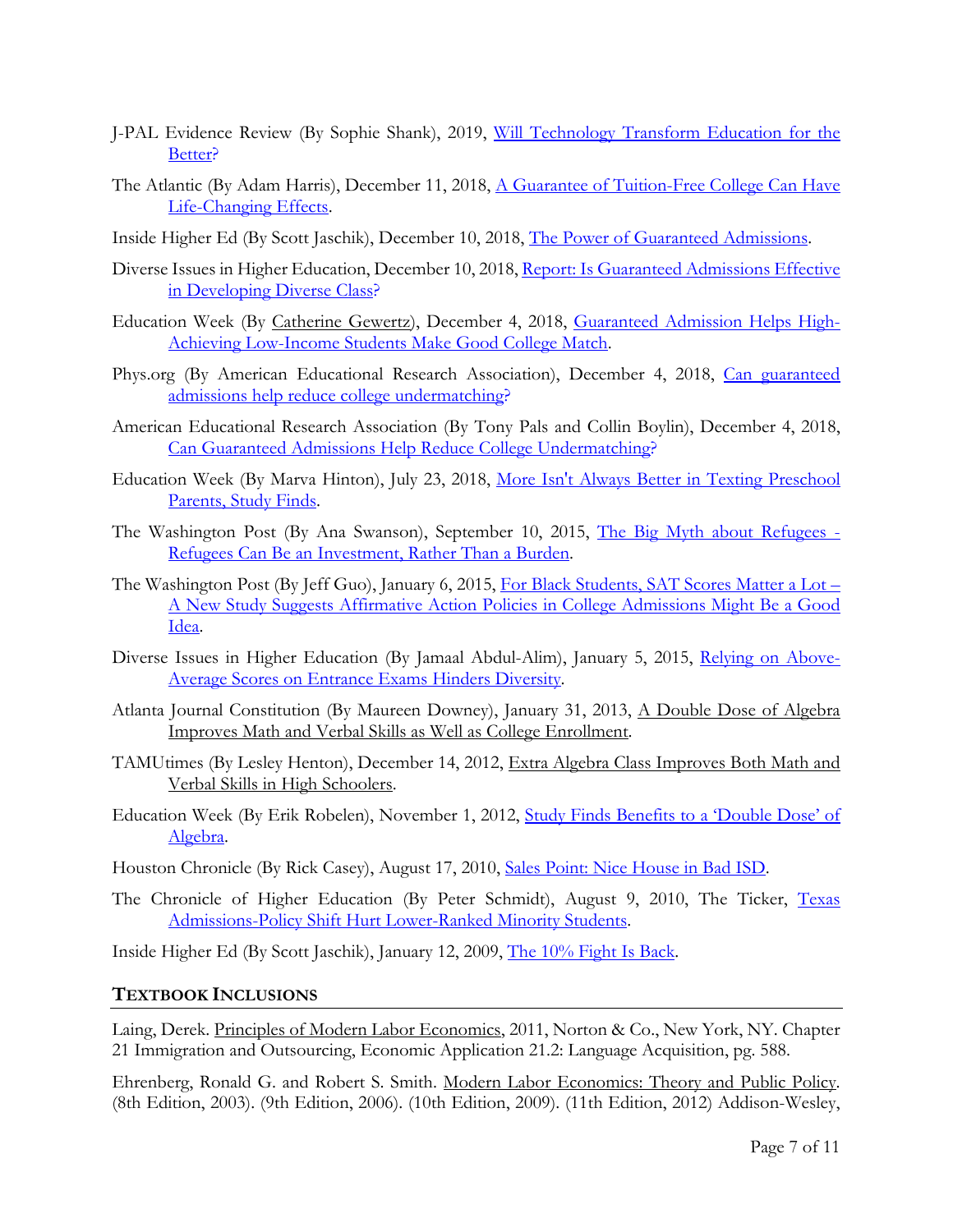J-PAL Evidence Review (By Sophie Shank), 2019, Will Technology Transform Education for the Better?

The Atlantic (By Adam Harris), December 11, 2018, A Guarantee of Tuition-Free College Can Have Life-Changing Effects.

Inside Higher Ed (By Scott Jaschik), December 10, 2018, The Power of Guaranteed Admissions.

Diverse Issues in Higher Education, December 10, 2018, Report: Is Guaranteed Admissions Effective in Developing Diverse Class?

Education Week (By Catherine Gewertz), December 4, 2018, Guaranteed Admission Helps High-Achieving Low-Income Students Make Good College Match.

Phys.org (By American Educational Research Association), December 4, 2018, Can guaranteed admissions help reduce college undermatching?

American Educational Research Association (By Tony Pals and Collin Boylin), December 4, 2018, Can Guaranteed Admissions Help Reduce College Undermatching?

Education Week (By Marva Hinton), July 23, 2018, More Isn't Always Better in Texting Preschool Parents, Study Finds.

The Washington Post (By Ana Swanson), September 10, 2015, The Big Myth about Refugees - Refugees Can Be an Investment, Rather Than a Burden.

The Washington Post (By Jeff Guo), January 6, 2015, For Black Students, SAT Scores Matter a Lot – A New Study Suggests Affirmative Action Policies in College Admissions Might Be a Good Idea.

Diverse Issues in Higher Education (By Jamaal Abdul-Alim), January 5, 2015, Relying on Above-Average Scores on Entrance Exams Hinders Diversity.

Atlanta Journal Constitution (By Maureen Downey), January 31, 2013, A Double Dose of Algebra Improves Math and Verbal Skills as Well as College Enrollment.

TAMUtimes (By Lesley Henton), December 14, 2012, Extra Algebra Class Improves Both Math and Verbal Skills in High Schoolers.

Education Week (By Erik Robelen), November 1, 2012, Study Finds Benefits to a 'Double Dose' of Algebra.

Houston Chronicle (By Rick Casey), August 17, 2010, Sales Point: Nice House in Bad ISD.

The Chronicle of Higher Education (By Peter Schmidt), August 9, 2010, The Ticker, Texas Admissions-Policy Shift Hurt Lower-Ranked Minority Students.

Inside Higher Ed (By Scott Jaschik), January 12, 2009, The 10% Fight Is Back.

## TEXTBOOK INCLUSIONS

Laing, Derek. Principles of Modern Labor Economics, 2011, Norton & Co., New York, NY. Chapter 21 Immigration and Outsourcing, Economic Application 21.2: Language Acquisition, pg. 588.

Ehrenberg, Ronald G. and Robert S. Smith. Modern Labor Economics: Theory and Public Policy. (8th Edition, 2003). (9th Edition, 2006). (10th Edition, 2009). (11th Edition, 2012) Addison-Wesley,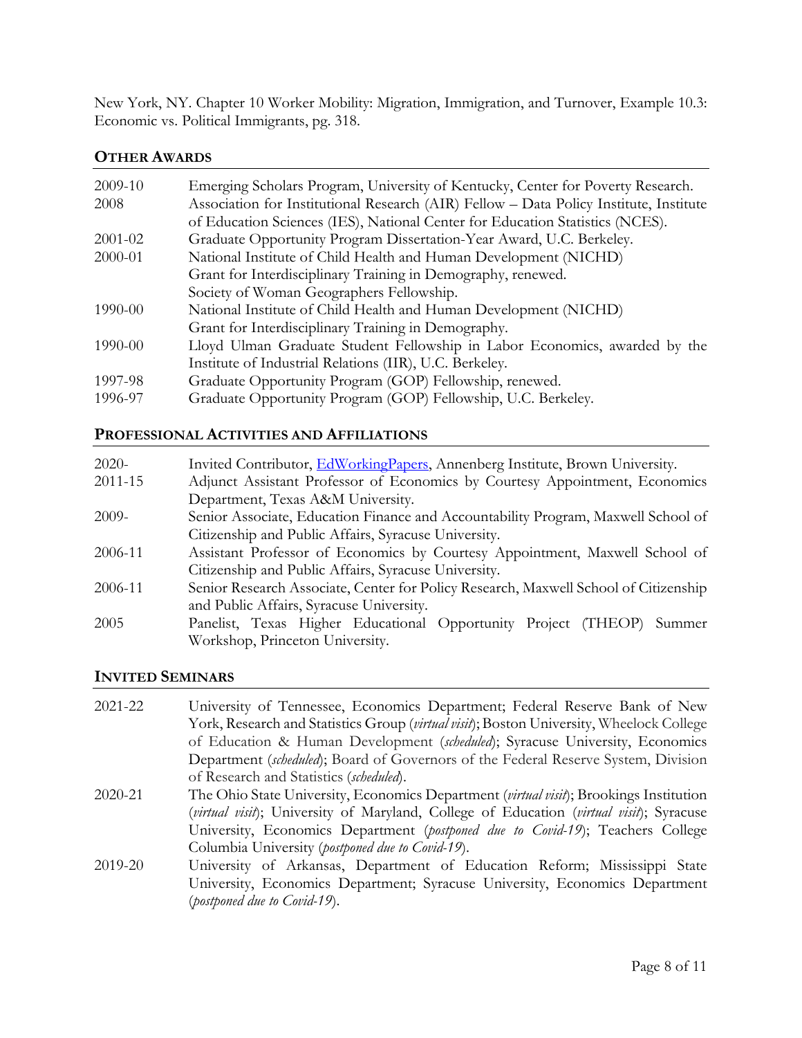New York, NY. Chapter 10 Worker Mobility: Migration, Immigration, and Turnover, Example 10.3: Economic vs. Political Immigrants, pg. 318.

## OTHER AWARDS

| | |
|---|---|
| 2009-10 | Emerging Scholars Program, University of Kentucky, Center for Poverty Research. |
| 2008 | Association for Institutional Research (AIR) Fellow – Data Policy Institute, Institute of Education Sciences (IES), National Center for Education Statistics (NCES). |
| 2001-02 | Graduate Opportunity Program Dissertation-Year Award, U.C. Berkeley. |
| 2000-01 | National Institute of Child Health and Human Development (NICHD) Grant for Interdisciplinary Training in Demography, renewed. Society of Woman Geographers Fellowship. |
| 1990-00 | National Institute of Child Health and Human Development (NICHD) Grant for Interdisciplinary Training in Demography. |
| 1990-00 | Lloyd Ulman Graduate Student Fellowship in Labor Economics, awarded by the Institute of Industrial Relations (IIR), U.C. Berkeley. |
| 1997-98 | Graduate Opportunity Program (GOP) Fellowship, renewed. |
| 1996-97 | Graduate Opportunity Program (GOP) Fellowship, U.C. Berkeley. |

## PROFESSIONAL ACTIVITIES AND AFFILIATIONS

| | |
|---|---|
| 2020- | Invited Contributor, [EdWorkingPapers](), Annenberg Institute, Brown University. |
| 2011-15 | Adjunct Assistant Professor of Economics by Courtesy Appointment, Economics Department, Texas A&M University. |
| 2009- | Senior Associate, Education Finance and Accountability Program, Maxwell School of Citizenship and Public Affairs, Syracuse University. |
| 2006-11 | Assistant Professor of Economics by Courtesy Appointment, Maxwell School of Citizenship and Public Affairs, Syracuse University. |
| 2006-11 | Senior Research Associate, Center for Policy Research, Maxwell School of Citizenship and Public Affairs, Syracuse University. |
| 2005 | Panelist, Texas Higher Educational Opportunity Project (THEOP) Summer Workshop, Princeton University. |

## INVITED SEMINARS

| | |
|---|---|
| 2021-22 | University of Tennessee, Economics Department; Federal Reserve Bank of New York, Research and Statistics Group (*virtual visit*); Boston University, Wheelock College of Education & Human Development (*scheduled*); Syracuse University, Economics Department (*scheduled*); Board of Governors of the Federal Reserve System, Division of Research and Statistics (*scheduled*). |
| 2020-21 | The Ohio State University, Economics Department (*virtual visit*); Brookings Institution (*virtual visit*); University of Maryland, College of Education (*virtual visit*); Syracuse University, Economics Department (*postponed due to Covid-19*); Teachers College Columbia University (*postponed due to Covid-19*). |
| 2019-20 | University of Arkansas, Department of Education Reform; Mississippi State University, Economics Department; Syracuse University, Economics Department (*postponed due to Covid-19*). |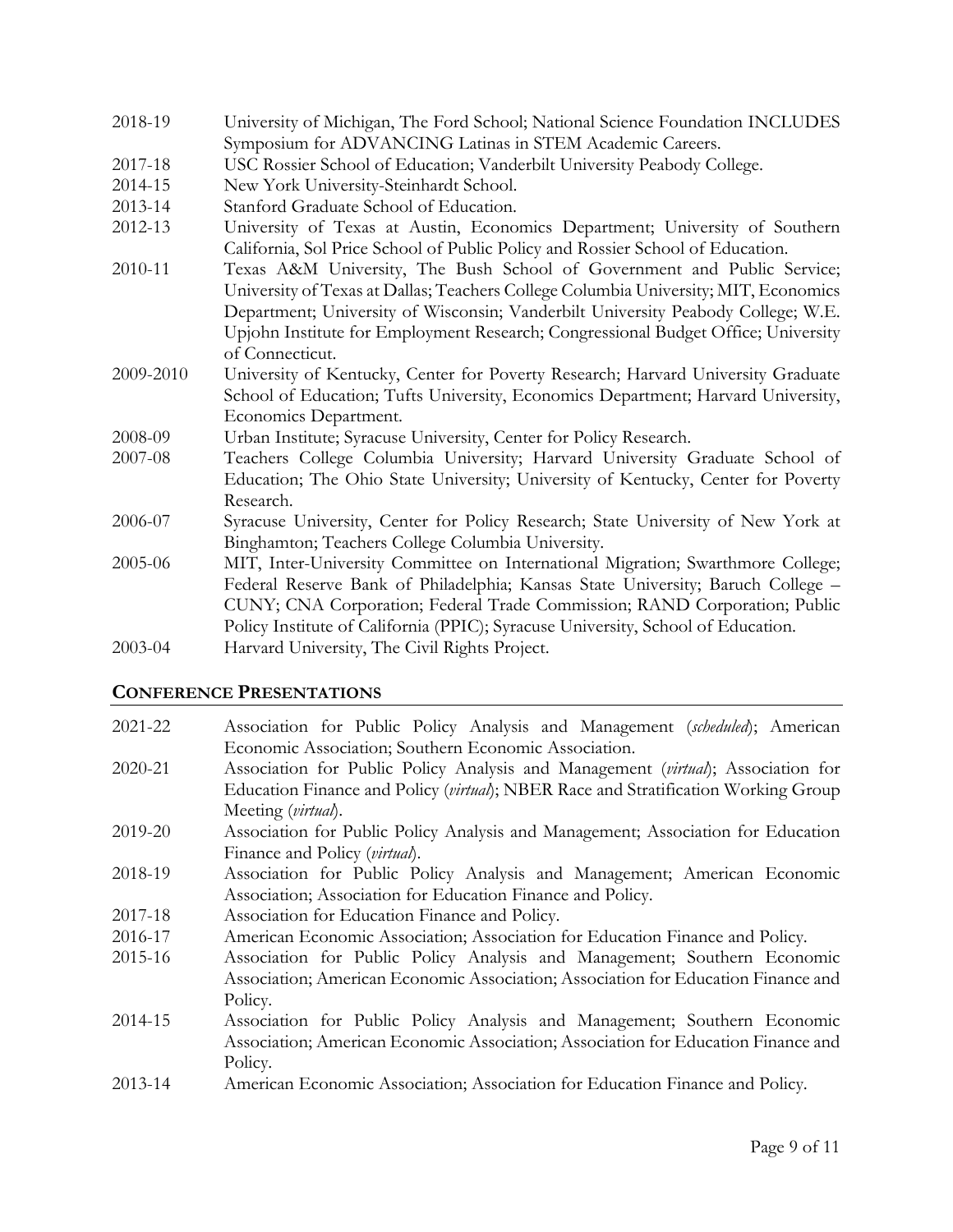| | |
|---|---|
| 2018-19 | University of Michigan, The Ford School; National Science Foundation INCLUDES Symposium for ADVANCING Latinas in STEM Academic Careers. |
| 2017-18 | USC Rossier School of Education; Vanderbilt University Peabody College. |
| 2014-15 | New York University-Steinhardt School. |
| 2013-14 | Stanford Graduate School of Education. |
| 2012-13 | University of Texas at Austin, Economics Department; University of Southern California, Sol Price School of Public Policy and Rossier School of Education. |
| 2010-11 | Texas A&M University, The Bush School of Government and Public Service; University of Texas at Dallas; Teachers College Columbia University; MIT, Economics Department; University of Wisconsin; Vanderbilt University Peabody College; W.E. Upjohn Institute for Employment Research; Congressional Budget Office; University of Connecticut. |
| 2009-2010 | University of Kentucky, Center for Poverty Research; Harvard University Graduate School of Education; Tufts University, Economics Department; Harvard University, Economics Department. |
| 2008-09 | Urban Institute; Syracuse University, Center for Policy Research. |
| 2007-08 | Teachers College Columbia University; Harvard University Graduate School of Education; The Ohio State University; University of Kentucky, Center for Poverty Research. |
| 2006-07 | Syracuse University, Center for Policy Research; State University of New York at Binghamton; Teachers College Columbia University. |
| 2005-06 | MIT, Inter-University Committee on International Migration; Swarthmore College; Federal Reserve Bank of Philadelphia; Kansas State University; Baruch College – CUNY; CNA Corporation; Federal Trade Commission; RAND Corporation; Public Policy Institute of California (PPIC); Syracuse University, School of Education. |
| 2003-04 | Harvard University, The Civil Rights Project. |

## CONFERENCE PRESENTATIONS

| | |
|---|---|
| 2021-22 | Association for Public Policy Analysis and Management (*scheduled*); American Economic Association; Southern Economic Association. |
| 2020-21 | Association for Public Policy Analysis and Management (*virtual*); Association for Education Finance and Policy (*virtual*); NBER Race and Stratification Working Group Meeting (*virtual*). |
| 2019-20 | Association for Public Policy Analysis and Management; Association for Education Finance and Policy (*virtual*). |
| 2018-19 | Association for Public Policy Analysis and Management; American Economic Association; Association for Education Finance and Policy. |
| 2017-18 | Association for Education Finance and Policy. |
| 2016-17 | American Economic Association; Association for Education Finance and Policy. |
| 2015-16 | Association for Public Policy Analysis and Management; Southern Economic Association; American Economic Association; Association for Education Finance and Policy. |
| 2014-15 | Association for Public Policy Analysis and Management; Southern Economic Association; American Economic Association; Association for Education Finance and Policy. |
| 2013-14 | American Economic Association; Association for Education Finance and Policy. |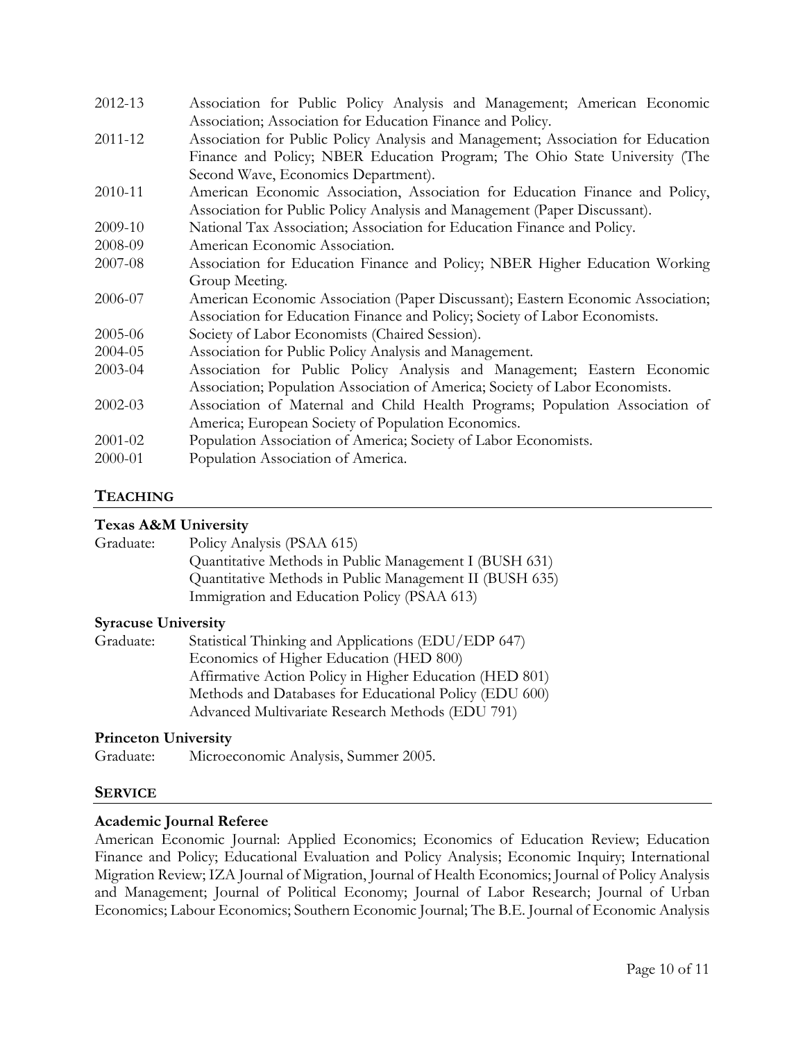| | |
|---|---|
| 2012-13 | Association for Public Policy Analysis and Management; American Economic Association; Association for Education Finance and Policy. |
| 2011-12 | Association for Public Policy Analysis and Management; Association for Education Finance and Policy; NBER Education Program; The Ohio State University (The Second Wave, Economics Department). |
| 2010-11 | American Economic Association, Association for Education Finance and Policy, Association for Public Policy Analysis and Management (Paper Discussant). |
| 2009-10 | National Tax Association; Association for Education Finance and Policy. |
| 2008-09 | American Economic Association. |
| 2007-08 | Association for Education Finance and Policy; NBER Higher Education Working Group Meeting. |
| 2006-07 | American Economic Association (Paper Discussant); Eastern Economic Association; Association for Education Finance and Policy; Society of Labor Economists. |
| 2005-06 | Society of Labor Economists (Chaired Session). |
| 2004-05 | Association for Public Policy Analysis and Management. |
| 2003-04 | Association for Public Policy Analysis and Management; Eastern Economic Association; Population Association of America; Society of Labor Economists. |
| 2002-03 | Association of Maternal and Child Health Programs; Population Association of America; European Society of Population Economics. |
| 2001-02 | Population Association of America; Society of Labor Economists. |
| 2000-01 | Population Association of America. |

## TEACHING

### Texas A&M University

Graduate:
- Policy Analysis (PSAA 615)
- Quantitative Methods in Public Management I (BUSH 631)
- Quantitative Methods in Public Management II (BUSH 635)
- Immigration and Education Policy (PSAA 613)

### Syracuse University

Graduate:
- Statistical Thinking and Applications (EDU/EDP 647)
- Economics of Higher Education (HED 800)
- Affirmative Action Policy in Higher Education (HED 801)
- Methods and Databases for Educational Policy (EDU 600)
- Advanced Multivariate Research Methods (EDU 791)

### Princeton University

Graduate: Microeconomic Analysis, Summer 2005.

## SERVICE

### Academic Journal Referee

American Economic Journal: Applied Economics; Economics of Education Review; Education Finance and Policy; Educational Evaluation and Policy Analysis; Economic Inquiry; International Migration Review; IZA Journal of Migration, Journal of Health Economics; Journal of Policy Analysis and Management; Journal of Political Economy; Journal of Labor Research; Journal of Urban Economics; Labour Economics; Southern Economic Journal; The B.E. Journal of Economic Analysis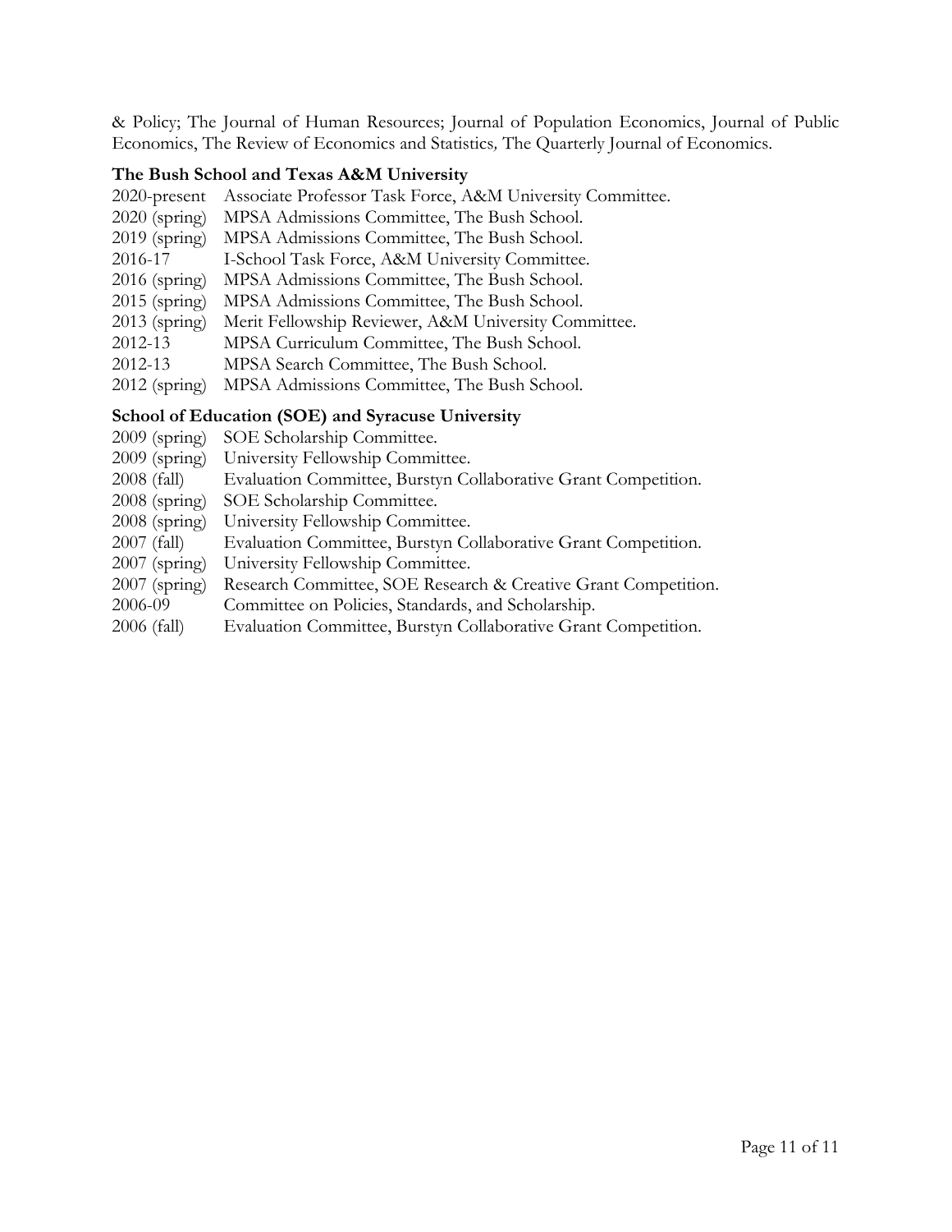& Policy; The Journal of Human Resources; Journal of Population Economics, Journal of Public Economics, The Review of Economics and Statistics, The Quarterly Journal of Economics.

**The Bush School and Texas A&M University**

2020-present Associate Professor Task Force, A&M University Committee.
2020 (spring) MPSA Admissions Committee, The Bush School.
2019 (spring) MPSA Admissions Committee, The Bush School.
2016-17 I-School Task Force, A&M University Committee.
2016 (spring) MPSA Admissions Committee, The Bush School.
2015 (spring) MPSA Admissions Committee, The Bush School.
2013 (spring) Merit Fellowship Reviewer, A&M University Committee.
2012-13 MPSA Curriculum Committee, The Bush School.
2012-13 MPSA Search Committee, The Bush School.
2012 (spring) MPSA Admissions Committee, The Bush School.

**School of Education (SOE) and Syracuse University**

2009 (spring) SOE Scholarship Committee.
2009 (spring) University Fellowship Committee.
2008 (fall) Evaluation Committee, Burstyn Collaborative Grant Competition.
2008 (spring) SOE Scholarship Committee.
2008 (spring) University Fellowship Committee.
2007 (fall) Evaluation Committee, Burstyn Collaborative Grant Competition.
2007 (spring) University Fellowship Committee.
2007 (spring) Research Committee, SOE Research & Creative Grant Competition.
2006-09 Committee on Policies, Standards, and Scholarship.
2006 (fall) Evaluation Committee, Burstyn Collaborative Grant Competition.